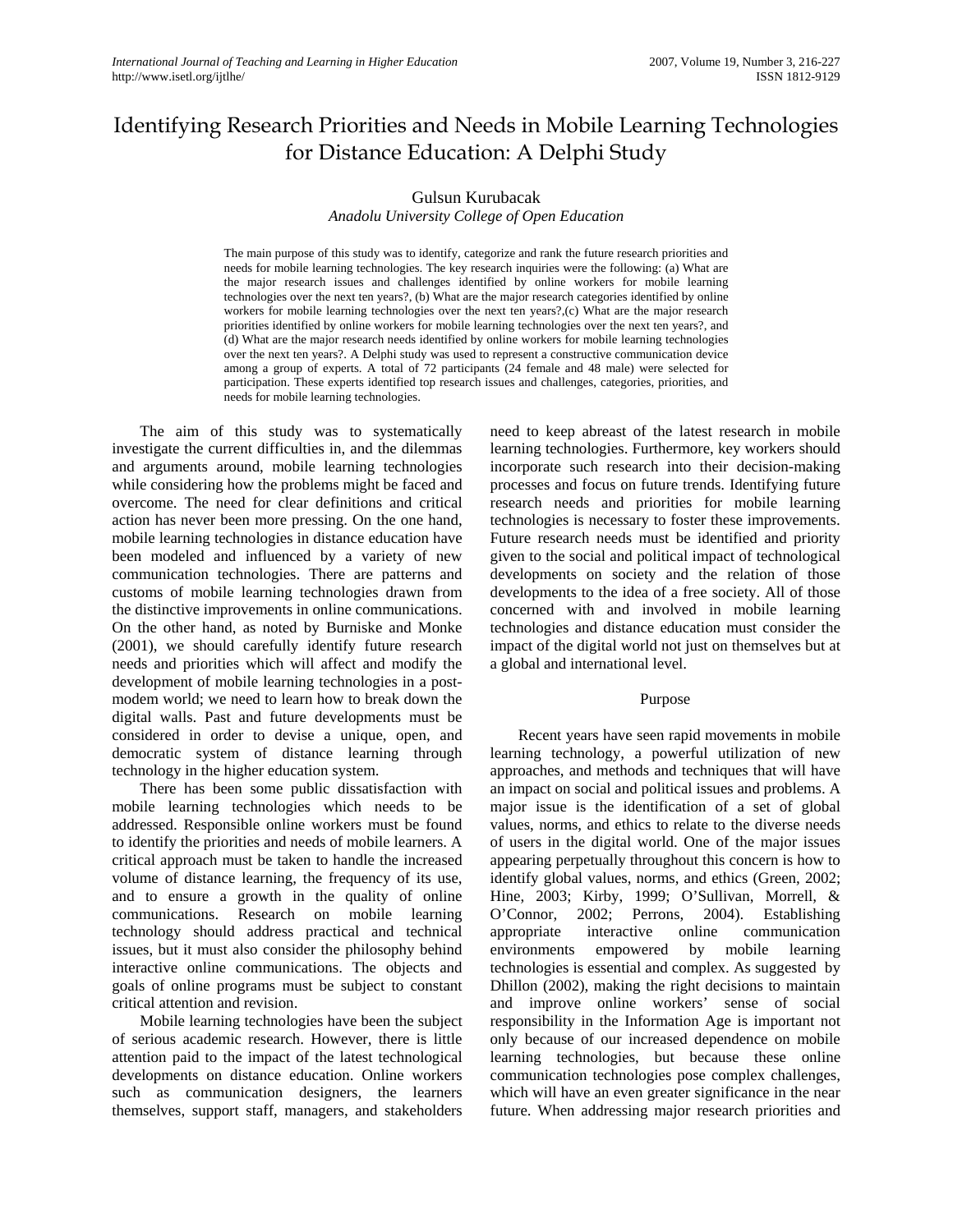# Identifying Research Priorities and Needs in Mobile Learning Technologies for Distance Education: A Delphi Study

Gulsun Kurubacak
*Anadolu University College of Open Education*

The main purpose of this study was to identify, categorize and rank the future research priorities and needs for mobile learning technologies. The key research inquiries were the following: (a) What are the major research issues and challenges identified by online workers for mobile learning technologies over the next ten years?, (b) What are the major research categories identified by online workers for mobile learning technologies over the next ten years?,(c) What are the major research priorities identified by online workers for mobile learning technologies over the next ten years?, and (d) What are the major research needs identified by online workers for mobile learning technologies over the next ten years?. A Delphi study was used to represent a constructive communication device among a group of experts. A total of 72 participants (24 female and 48 male) were selected for participation. These experts identified top research issues and challenges, categories, priorities, and needs for mobile learning technologies.

The aim of this study was to systematically investigate the current difficulties in, and the dilemmas and arguments around, mobile learning technologies while considering how the problems might be faced and overcome. The need for clear definitions and critical action has never been more pressing. On the one hand, mobile learning technologies in distance education have been modeled and influenced by a variety of new communication technologies. There are patterns and customs of mobile learning technologies drawn from the distinctive improvements in online communications. On the other hand, as noted by Burniske and Monke (2001), we should carefully identify future research needs and priorities which will affect and modify the development of mobile learning technologies in a post-modem world; we need to learn how to break down the digital walls. Past and future developments must be considered in order to devise a unique, open, and democratic system of distance learning through technology in the higher education system.

There has been some public dissatisfaction with mobile learning technologies which needs to be addressed. Responsible online workers must be found to identify the priorities and needs of mobile learners. A critical approach must be taken to handle the increased volume of distance learning, the frequency of its use, and to ensure a growth in the quality of online communications. Research on mobile learning technology should address practical and technical issues, but it must also consider the philosophy behind interactive online communications. The objects and goals of online programs must be subject to constant critical attention and revision.

Mobile learning technologies have been the subject of serious academic research. However, there is little attention paid to the impact of the latest technological developments on distance education. Online workers such as communication designers, the learners themselves, support staff, managers, and stakeholders need to keep abreast of the latest research in mobile learning technologies. Furthermore, key workers should incorporate such research into their decision-making processes and focus on future trends. Identifying future research needs and priorities for mobile learning technologies is necessary to foster these improvements. Future research needs must be identified and priority given to the social and political impact of technological developments on society and the relation of those developments to the idea of a free society. All of those concerned with and involved in mobile learning technologies and distance education must consider the impact of the digital world not just on themselves but at a global and international level.

## Purpose

Recent years have seen rapid movements in mobile learning technology, a powerful utilization of new approaches, and methods and techniques that will have an impact on social and political issues and problems. A major issue is the identification of a set of global values, norms, and ethics to relate to the diverse needs of users in the digital world. One of the major issues appearing perpetually throughout this concern is how to identify global values, norms, and ethics (Green, 2002; Hine, 2003; Kirby, 1999; O'Sullivan, Morrell, & O'Connor, 2002; Perrons, 2004). Establishing appropriate interactive online communication environments empowered by mobile learning technologies is essential and complex. As suggested by Dhillon (2002), making the right decisions to maintain and improve online workers' sense of social responsibility in the Information Age is important not only because of our increased dependence on mobile learning technologies, but because these online communication technologies pose complex challenges, which will have an even greater significance in the near future. When addressing major research priorities and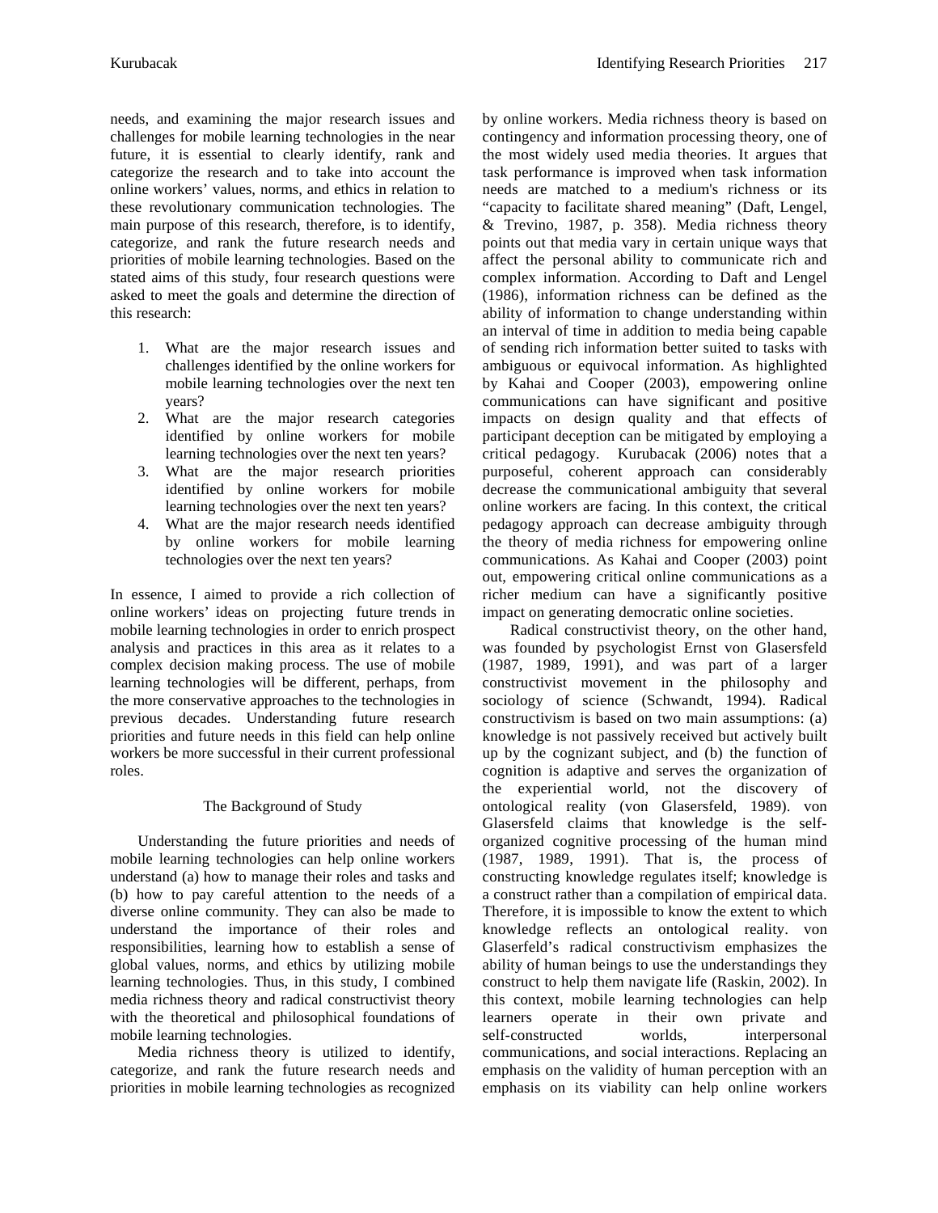needs, and examining the major research issues and challenges for mobile learning technologies in the near future, it is essential to clearly identify, rank and categorize the research and to take into account the online workers' values, norms, and ethics in relation to these revolutionary communication technologies. The main purpose of this research, therefore, is to identify, categorize, and rank the future research needs and priorities of mobile learning technologies. Based on the stated aims of this study, four research questions were asked to meet the goals and determine the direction of this research:

1. What are the major research issues and challenges identified by the online workers for mobile learning technologies over the next ten years?
2. What are the major research categories identified by online workers for mobile learning technologies over the next ten years?
3. What are the major research priorities identified by online workers for mobile learning technologies over the next ten years?
4. What are the major research needs identified by online workers for mobile learning technologies over the next ten years?

In essence, I aimed to provide a rich collection of online workers' ideas on projecting future trends in mobile learning technologies in order to enrich prospect analysis and practices in this area as it relates to a complex decision making process. The use of mobile learning technologies will be different, perhaps, from the more conservative approaches to the technologies in previous decades. Understanding future research priorities and future needs in this field can help online workers be more successful in their current professional roles.

## The Background of Study

Understanding the future priorities and needs of mobile learning technologies can help online workers understand (a) how to manage their roles and tasks and (b) how to pay careful attention to the needs of a diverse online community. They can also be made to understand the importance of their roles and responsibilities, learning how to establish a sense of global values, norms, and ethics by utilizing mobile learning technologies. Thus, in this study, I combined media richness theory and radical constructivist theory with the theoretical and philosophical foundations of mobile learning technologies.

Media richness theory is utilized to identify, categorize, and rank the future research needs and priorities in mobile learning technologies as recognized by online workers. Media richness theory is based on contingency and information processing theory, one of the most widely used media theories. It argues that task performance is improved when task information needs are matched to a medium's richness or its "capacity to facilitate shared meaning" (Daft, Lengel, & Trevino, 1987, p. 358). Media richness theory points out that media vary in certain unique ways that affect the personal ability to communicate rich and complex information. According to Daft and Lengel (1986), information richness can be defined as the ability of information to change understanding within an interval of time in addition to media being capable of sending rich information better suited to tasks with ambiguous or equivocal information. As highlighted by Kahai and Cooper (2003), empowering online communications can have significant and positive impacts on design quality and that effects of participant deception can be mitigated by employing a critical pedagogy. Kurubacak (2006) notes that a purposeful, coherent approach can considerably decrease the communicational ambiguity that several online workers are facing. In this context, the critical pedagogy approach can decrease ambiguity through the theory of media richness for empowering online communications. As Kahai and Cooper (2003) point out, empowering critical online communications as a richer medium can have a significantly positive impact on generating democratic online societies.

Radical constructivist theory, on the other hand, was founded by psychologist Ernst von Glasersfeld (1987, 1989, 1991), and was part of a larger constructivist movement in the philosophy and sociology of science (Schwandt, 1994). Radical constructivism is based on two main assumptions: (a) knowledge is not passively received but actively built up by the cognizant subject, and (b) the function of cognition is adaptive and serves the organization of the experiential world, not the discovery of ontological reality (von Glasersfeld, 1989). von Glasersfeld claims that knowledge is the self-organized cognitive processing of the human mind (1987, 1989, 1991). That is, the process of constructing knowledge regulates itself; knowledge is a construct rather than a compilation of empirical data. Therefore, it is impossible to know the extent to which knowledge reflects an ontological reality. von Glaserfeld's radical constructivism emphasizes the ability of human beings to use the understandings they construct to help them navigate life (Raskin, 2002). In this context, mobile learning technologies can help learners operate in their own private and self-constructed worlds, interpersonal communications, and social interactions. Replacing an emphasis on the validity of human perception with an emphasis on its viability can help online workers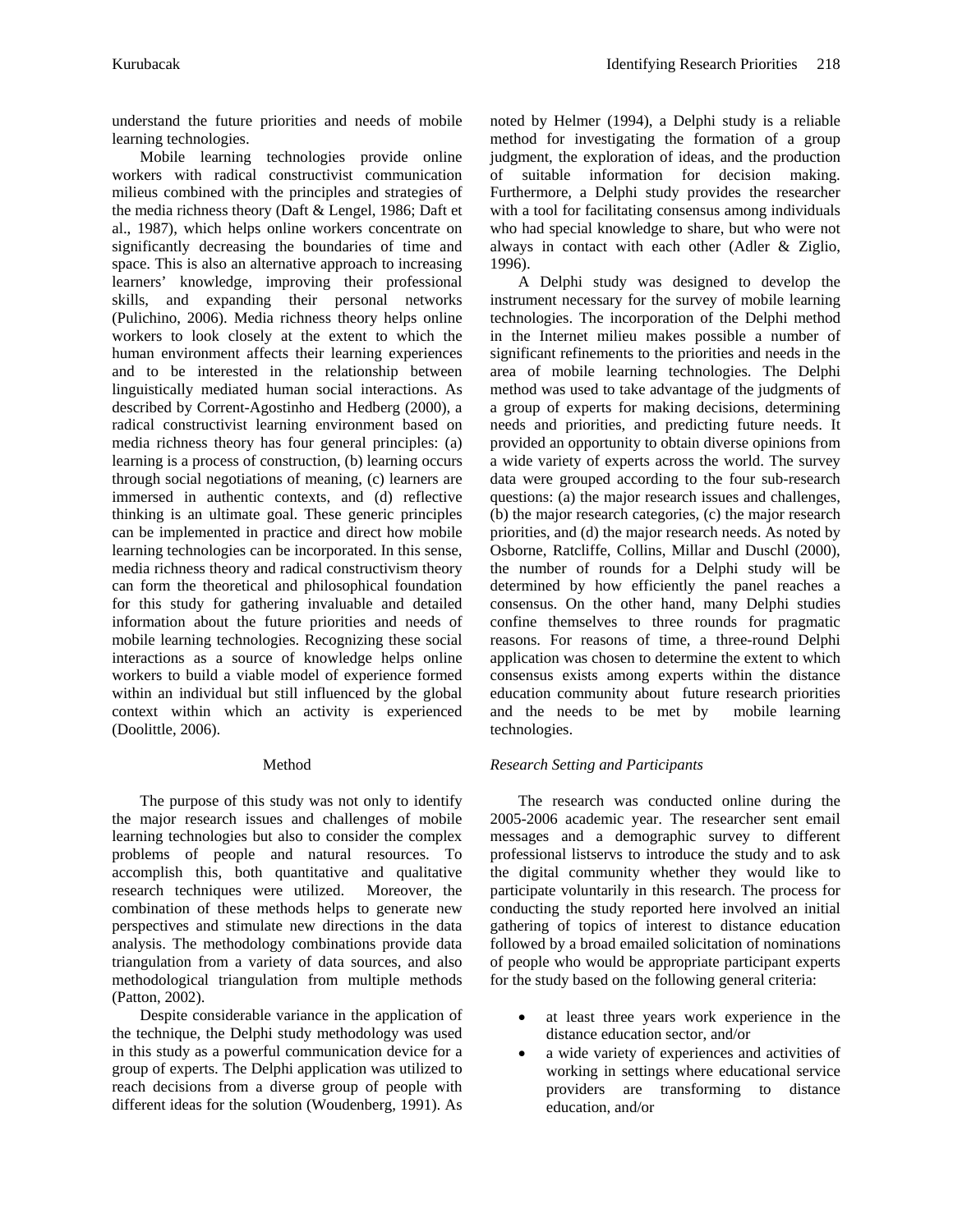understand the future priorities and needs of mobile learning technologies.

Mobile learning technologies provide online workers with radical constructivist communication milieus combined with the principles and strategies of the media richness theory (Daft & Lengel, 1986; Daft et al., 1987), which helps online workers concentrate on significantly decreasing the boundaries of time and space. This is also an alternative approach to increasing learners' knowledge, improving their professional skills, and expanding their personal networks (Pulichino, 2006). Media richness theory helps online workers to look closely at the extent to which the human environment affects their learning experiences and to be interested in the relationship between linguistically mediated human social interactions. As described by Corrent-Agostinho and Hedberg (2000), a radical constructivist learning environment based on media richness theory has four general principles: (a) learning is a process of construction, (b) learning occurs through social negotiations of meaning, (c) learners are immersed in authentic contexts, and (d) reflective thinking is an ultimate goal. These generic principles can be implemented in practice and direct how mobile learning technologies can be incorporated. In this sense, media richness theory and radical constructivism theory can form the theoretical and philosophical foundation for this study for gathering invaluable and detailed information about the future priorities and needs of mobile learning technologies. Recognizing these social interactions as a source of knowledge helps online workers to build a viable model of experience formed within an individual but still influenced by the global context within which an activity is experienced (Doolittle, 2006).

## Method

The purpose of this study was not only to identify the major research issues and challenges of mobile learning technologies but also to consider the complex problems of people and natural resources. To accomplish this, both quantitative and qualitative research techniques were utilized. Moreover, the combination of these methods helps to generate new perspectives and stimulate new directions in the data analysis. The methodology combinations provide data triangulation from a variety of data sources, and also methodological triangulation from multiple methods (Patton, 2002).

Despite considerable variance in the application of the technique, the Delphi study methodology was used in this study as a powerful communication device for a group of experts. The Delphi application was utilized to reach decisions from a diverse group of people with different ideas for the solution (Woudenberg, 1991). As noted by Helmer (1994), a Delphi study is a reliable method for investigating the formation of a group judgment, the exploration of ideas, and the production of suitable information for decision making. Furthermore, a Delphi study provides the researcher with a tool for facilitating consensus among individuals who had special knowledge to share, but who were not always in contact with each other (Adler & Ziglio, 1996).

A Delphi study was designed to develop the instrument necessary for the survey of mobile learning technologies. The incorporation of the Delphi method in the Internet milieu makes possible a number of significant refinements to the priorities and needs in the area of mobile learning technologies. The Delphi method was used to take advantage of the judgments of a group of experts for making decisions, determining needs and priorities, and predicting future needs. It provided an opportunity to obtain diverse opinions from a wide variety of experts across the world. The survey data were grouped according to the four sub-research questions: (a) the major research issues and challenges, (b) the major research categories, (c) the major research priorities, and (d) the major research needs. As noted by Osborne, Ratcliffe, Collins, Millar and Duschl (2000), the number of rounds for a Delphi study will be determined by how efficiently the panel reaches a consensus. On the other hand, many Delphi studies confine themselves to three rounds for pragmatic reasons. For reasons of time, a three-round Delphi application was chosen to determine the extent to which consensus exists among experts within the distance education community about future research priorities and the needs to be met by mobile learning technologies.

### *Research Setting and Participants*

The research was conducted online during the 2005-2006 academic year. The researcher sent email messages and a demographic survey to different professional listservs to introduce the study and to ask the digital community whether they would like to participate voluntarily in this research. The process for conducting the study reported here involved an initial gathering of topics of interest to distance education followed by a broad emailed solicitation of nominations of people who would be appropriate participant experts for the study based on the following general criteria:

- at least three years work experience in the distance education sector, and/or
- a wide variety of experiences and activities of working in settings where educational service providers are transforming to distance education, and/or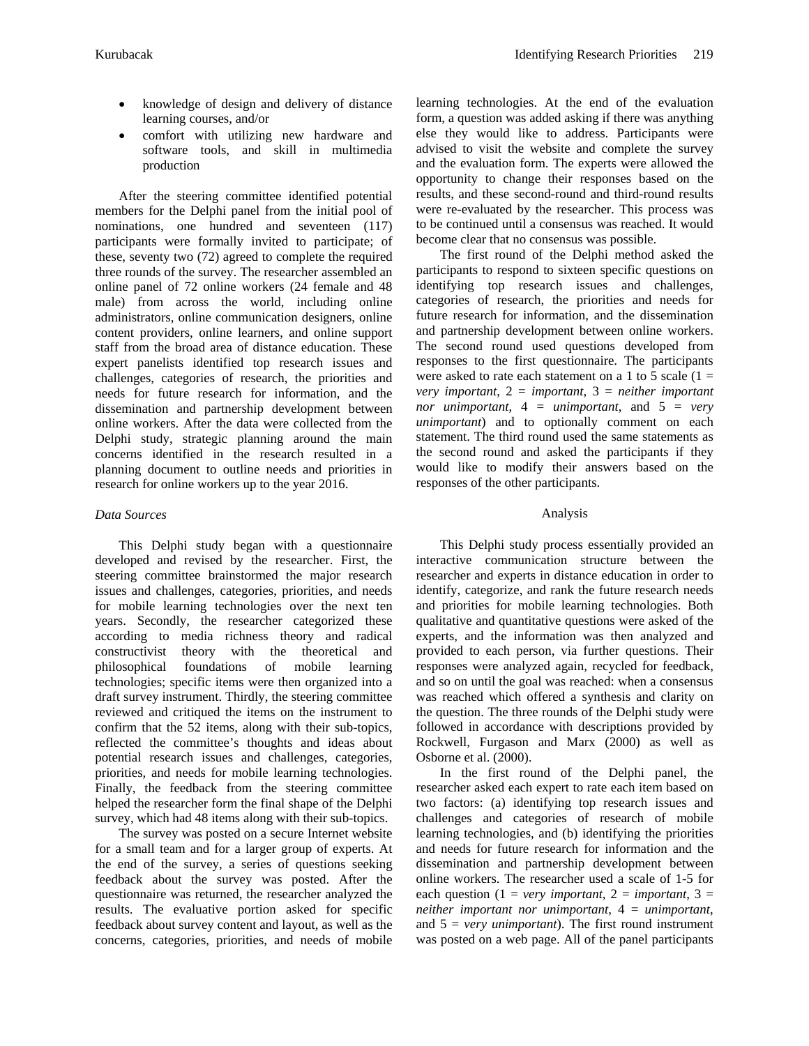- knowledge of design and delivery of distance learning courses, and/or
- comfort with utilizing new hardware and software tools, and skill in multimedia production

After the steering committee identified potential members for the Delphi panel from the initial pool of nominations, one hundred and seventeen (117) participants were formally invited to participate; of these, seventy two (72) agreed to complete the required three rounds of the survey. The researcher assembled an online panel of 72 online workers (24 female and 48 male) from across the world, including online administrators, online communication designers, online content providers, online learners, and online support staff from the broad area of distance education. These expert panelists identified top research issues and challenges, categories of research, the priorities and needs for future research for information, and the dissemination and partnership development between online workers. After the data were collected from the Delphi study, strategic planning around the main concerns identified in the research resulted in a planning document to outline needs and priorities in research for online workers up to the year 2016.

### *Data Sources*

This Delphi study began with a questionnaire developed and revised by the researcher. First, the steering committee brainstormed the major research issues and challenges, categories, priorities, and needs for mobile learning technologies over the next ten years. Secondly, the researcher categorized these according to media richness theory and radical constructivist theory with the theoretical and philosophical foundations of mobile learning technologies; specific items were then organized into a draft survey instrument. Thirdly, the steering committee reviewed and critiqued the items on the instrument to confirm that the 52 items, along with their sub-topics, reflected the committee's thoughts and ideas about potential research issues and challenges, categories, priorities, and needs for mobile learning technologies. Finally, the feedback from the steering committee helped the researcher form the final shape of the Delphi survey, which had 48 items along with their sub-topics.

The survey was posted on a secure Internet website for a small team and for a larger group of experts. At the end of the survey, a series of questions seeking feedback about the survey was posted. After the questionnaire was returned, the researcher analyzed the results. The evaluative portion asked for specific feedback about survey content and layout, as well as the concerns, categories, priorities, and needs of mobile learning technologies. At the end of the evaluation form, a question was added asking if there was anything else they would like to address. Participants were advised to visit the website and complete the survey and the evaluation form. The experts were allowed the opportunity to change their responses based on the results, and these second-round and third-round results were re-evaluated by the researcher. This process was to be continued until a consensus was reached. It would become clear that no consensus was possible.

The first round of the Delphi method asked the participants to respond to sixteen specific questions on identifying top research issues and challenges, categories of research, the priorities and needs for future research for information, and the dissemination and partnership development between online workers. The second round used questions developed from responses to the first questionnaire. The participants were asked to rate each statement on a 1 to 5 scale (1 = *very important*, 2 = *important*, 3 = *neither important nor unimportant*, 4 = *unimportant*, and 5 = *very unimportant*) and to optionally comment on each statement. The third round used the same statements as the second round and asked the participants if they would like to modify their answers based on the responses of the other participants.

## Analysis

This Delphi study process essentially provided an interactive communication structure between the researcher and experts in distance education in order to identify, categorize, and rank the future research needs and priorities for mobile learning technologies. Both qualitative and quantitative questions were asked of the experts, and the information was then analyzed and provided to each person, via further questions. Their responses were analyzed again, recycled for feedback, and so on until the goal was reached: when a consensus was reached which offered a synthesis and clarity on the question. The three rounds of the Delphi study were followed in accordance with descriptions provided by Rockwell, Furgason and Marx (2000) as well as Osborne et al. (2000).

In the first round of the Delphi panel, the researcher asked each expert to rate each item based on two factors: (a) identifying top research issues and challenges and categories of research of mobile learning technologies, and (b) identifying the priorities and needs for future research for information and the dissemination and partnership development between online workers. The researcher used a scale of 1-5 for each question (1 = *very important*, 2 = *important*, 3 = *neither important nor unimportant*, 4 = *unimportant*, and 5 = *very unimportant*). The first round instrument was posted on a web page. All of the panel participants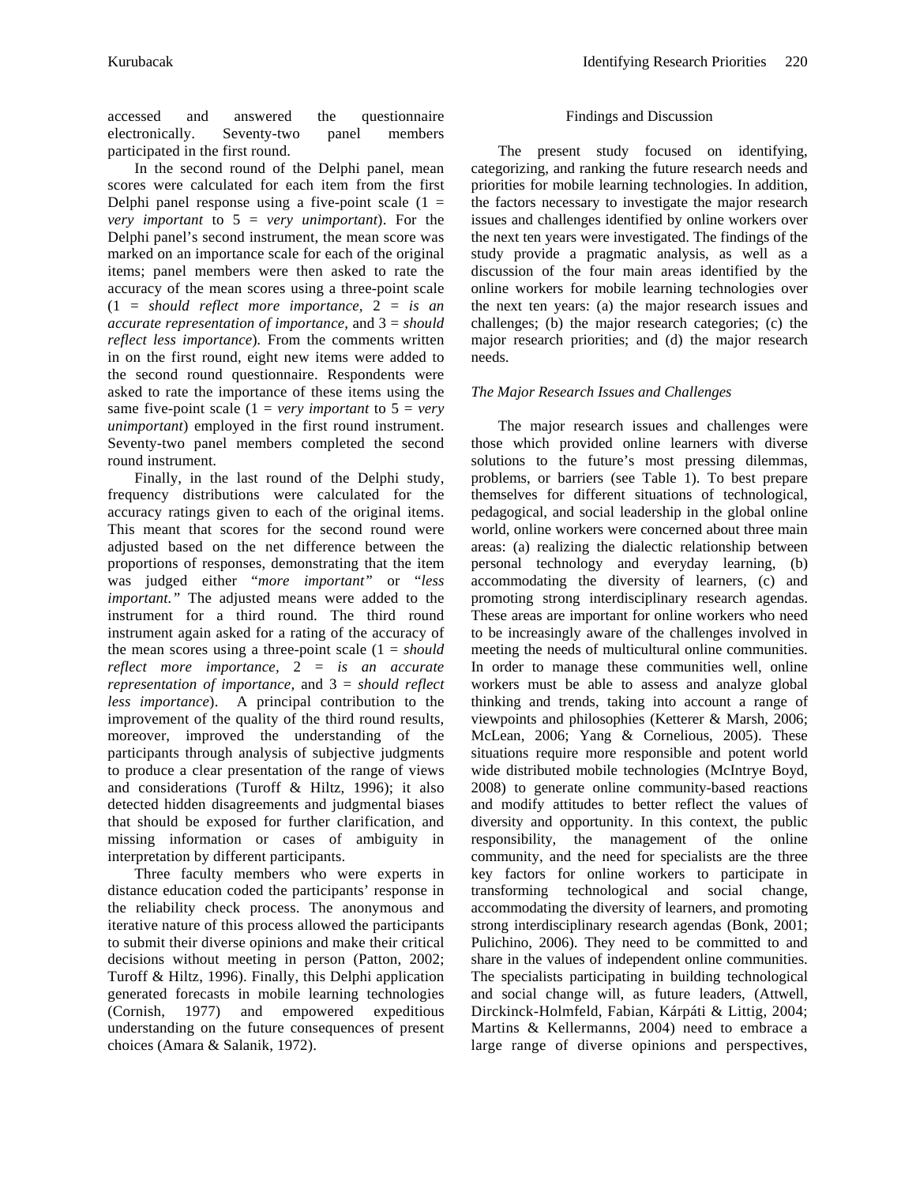accessed and answered the questionnaire electronically. Seventy-two panel members participated in the first round.

In the second round of the Delphi panel, mean scores were calculated for each item from the first Delphi panel response using a five-point scale (1 = *very important* to 5 = *very unimportant*). For the Delphi panel's second instrument, the mean score was marked on an importance scale for each of the original items; panel members were then asked to rate the accuracy of the mean scores using a three-point scale (1 = *should reflect more importance,* 2 = *is an accurate representation of importance,* and 3 = *should reflect less importance*). From the comments written in on the first round, eight new items were added to the second round questionnaire. Respondents were asked to rate the importance of these items using the same five-point scale (1 = *very important* to 5 = *very unimportant*) employed in the first round instrument. Seventy-two panel members completed the second round instrument.

Finally, in the last round of the Delphi study, frequency distributions were calculated for the accuracy ratings given to each of the original items. This meant that scores for the second round were adjusted based on the net difference between the proportions of responses, demonstrating that the item was judged either "*more important"* or "*less important."* The adjusted means were added to the instrument for a third round. The third round instrument again asked for a rating of the accuracy of the mean scores using a three-point scale (1 = *should reflect more importance,* 2 = *is an accurate representation of importance,* and 3 = *should reflect less importance*). A principal contribution to the improvement of the quality of the third round results, moreover, improved the understanding of the participants through analysis of subjective judgments to produce a clear presentation of the range of views and considerations (Turoff & Hiltz, 1996); it also detected hidden disagreements and judgmental biases that should be exposed for further clarification, and missing information or cases of ambiguity in interpretation by different participants.

Three faculty members who were experts in distance education coded the participants' response in the reliability check process. The anonymous and iterative nature of this process allowed the participants to submit their diverse opinions and make their critical decisions without meeting in person (Patton, 2002; Turoff & Hiltz, 1996). Finally, this Delphi application generated forecasts in mobile learning technologies (Cornish, 1977) and empowered expeditious understanding on the future consequences of present choices (Amara & Salanik, 1972).

## Findings and Discussion

The present study focused on identifying, categorizing, and ranking the future research needs and priorities for mobile learning technologies. In addition, the factors necessary to investigate the major research issues and challenges identified by online workers over the next ten years were investigated. The findings of the study provide a pragmatic analysis, as well as a discussion of the four main areas identified by the online workers for mobile learning technologies over the next ten years: (a) the major research issues and challenges; (b) the major research categories; (c) the major research priorities; and (d) the major research needs.

### *The Major Research Issues and Challenges*

The major research issues and challenges were those which provided online learners with diverse solutions to the future's most pressing dilemmas, problems, or barriers (see Table 1). To best prepare themselves for different situations of technological, pedagogical, and social leadership in the global online world, online workers were concerned about three main areas: (a) realizing the dialectic relationship between personal technology and everyday learning, (b) accommodating the diversity of learners, (c) and promoting strong interdisciplinary research agendas. These areas are important for online workers who need to be increasingly aware of the challenges involved in meeting the needs of multicultural online communities. In order to manage these communities well, online workers must be able to assess and analyze global thinking and trends, taking into account a range of viewpoints and philosophies (Ketterer & Marsh, 2006; McLean, 2006; Yang & Cornelious, 2005). These situations require more responsible and potent world wide distributed mobile technologies (McIntrye Boyd, 2008) to generate online community-based reactions and modify attitudes to better reflect the values of diversity and opportunity. In this context, the public responsibility, the management of the online community, and the need for specialists are the three key factors for online workers to participate in transforming technological and social change, accommodating the diversity of learners, and promoting strong interdisciplinary research agendas (Bonk, 2001; Pulichino, 2006). They need to be committed to and share in the values of independent online communities. The specialists participating in building technological and social change will, as future leaders, (Attwell, Dirckinck-Holmfeld, Fabian, Kárpáti & Littig, 2004; Martins & Kellermanns, 2004) need to embrace a large range of diverse opinions and perspectives,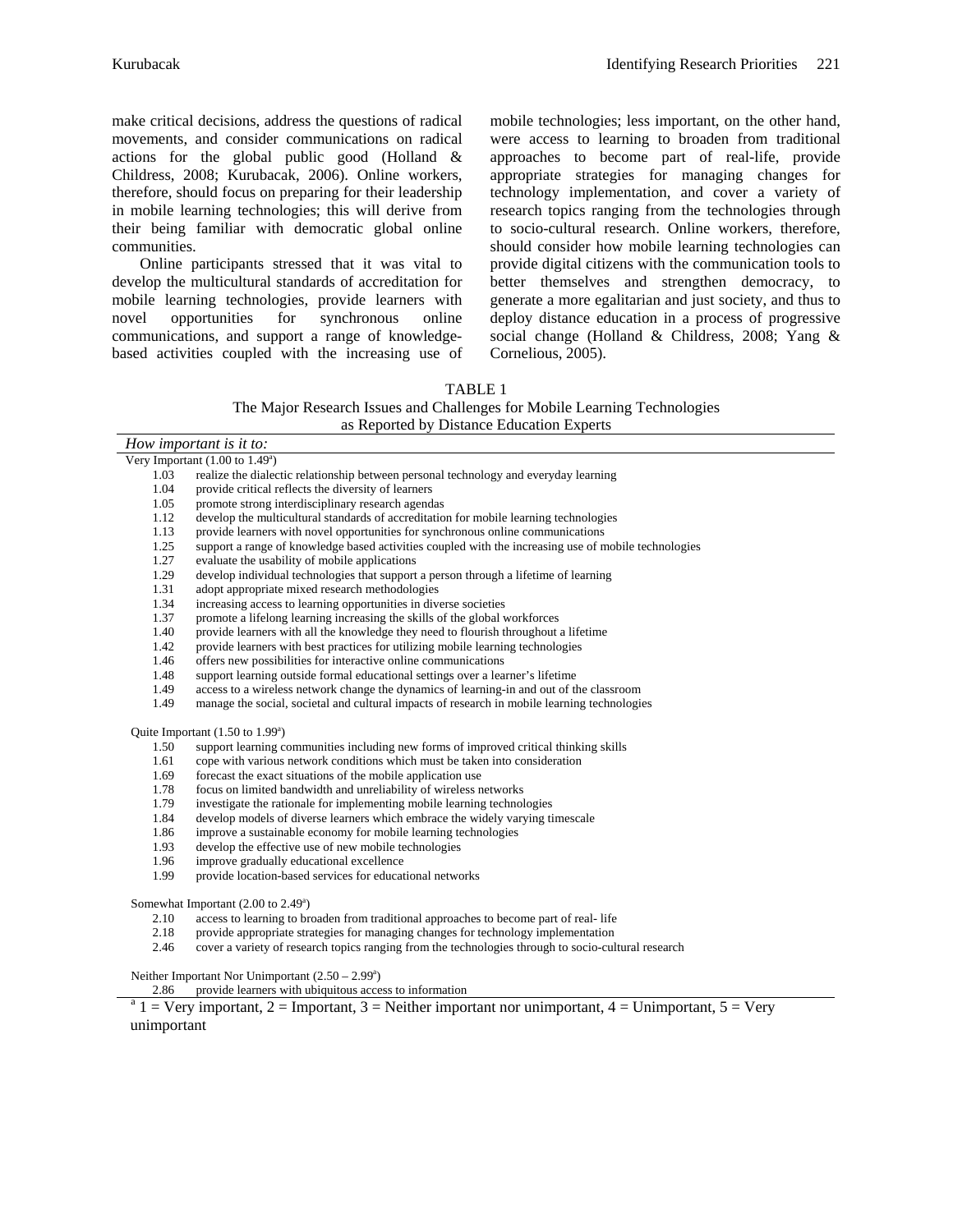make critical decisions, address the questions of radical movements, and consider communications on radical actions for the global public good (Holland & Childress, 2008; Kurubacak, 2006). Online workers, therefore, should focus on preparing for their leadership in mobile learning technologies; this will derive from their being familiar with democratic global online communities.

Online participants stressed that it was vital to develop the multicultural standards of accreditation for mobile learning technologies, provide learners with novel opportunities for synchronous online communications, and support a range of knowledge-based activities coupled with the increasing use of mobile technologies; less important, on the other hand, were access to learning to broaden from traditional approaches to become part of real-life, provide appropriate strategies for managing changes for technology implementation, and cover a variety of research topics ranging from the technologies through to socio-cultural research. Online workers, therefore, should consider how mobile learning technologies can provide digital citizens with the communication tools to better themselves and strengthen democracy, to generate a more egalitarian and just society, and thus to deploy distance education in a process of progressive social change (Holland & Childress, 2008; Yang & Cornelious, 2005).

TABLE 1
The Major Research Issues and Challenges for Mobile Learning Technologies as Reported by Distance Education Experts

| *How important is it to:* | |
|---|---|
| Very Important (1.00 to 1.49[a]) | |
| 1.03 | realize the dialectic relationship between personal technology and everyday learning |
| 1.04 | provide critical reflects the diversity of learners |
| 1.05 | promote strong interdisciplinary research agendas |
| 1.12 | develop the multicultural standards of accreditation for mobile learning technologies |
| 1.13 | provide learners with novel opportunities for synchronous online communications |
| 1.25 | support a range of knowledge based activities coupled with the increasing use of mobile technologies |
| 1.27 | evaluate the usability of mobile applications |
| 1.29 | develop individual technologies that support a person through a lifetime of learning |
| 1.31 | adopt appropriate mixed research methodologies |
| 1.34 | increasing access to learning opportunities in diverse societies |
| 1.37 | promote a lifelong learning increasing the skills of the global workforces |
| 1.40 | provide learners with all the knowledge they need to flourish throughout a lifetime |
| 1.42 | provide learners with best practices for utilizing mobile learning technologies |
| 1.46 | offers new possibilities for interactive online communications |
| 1.48 | support learning outside formal educational settings over a learner's lifetime |
| 1.49 | access to a wireless network change the dynamics of learning-in and out of the classroom |
| 1.49 | manage the social, societal and cultural impacts of research in mobile learning technologies |
| Quite Important (1.50 to 1.99[a]) | |
| 1.50 | support learning communities including new forms of improved critical thinking skills |
| 1.61 | cope with various network conditions which must be taken into consideration |
| 1.69 | forecast the exact situations of the mobile application use |
| 1.78 | focus on limited bandwidth and unreliability of wireless networks |
| 1.79 | investigate the rationale for implementing mobile learning technologies |
| 1.84 | develop models of diverse learners which embrace the widely varying timescale |
| 1.86 | improve a sustainable economy for mobile learning technologies |
| 1.93 | develop the effective use of new mobile technologies |
| 1.96 | improve gradually educational excellence |
| 1.99 | provide location-based services for educational networks |
| Somewhat Important (2.00 to 2.49[a]) | |
| 2.10 | access to learning to broaden from traditional approaches to become part of real- life |
| 2.18 | provide appropriate strategies for managing changes for technology implementation |
| 2.46 | cover a variety of research topics ranging from the technologies through to socio-cultural research |
| Neither Important Nor Unimportant (2.50 – 2.99[a]) | |
| 2.86 | provide learners with ubiquitous access to information |

[a] 1 = Very important, 2 = Important, 3 = Neither important nor unimportant, 4 = Unimportant, 5 = Very unimportant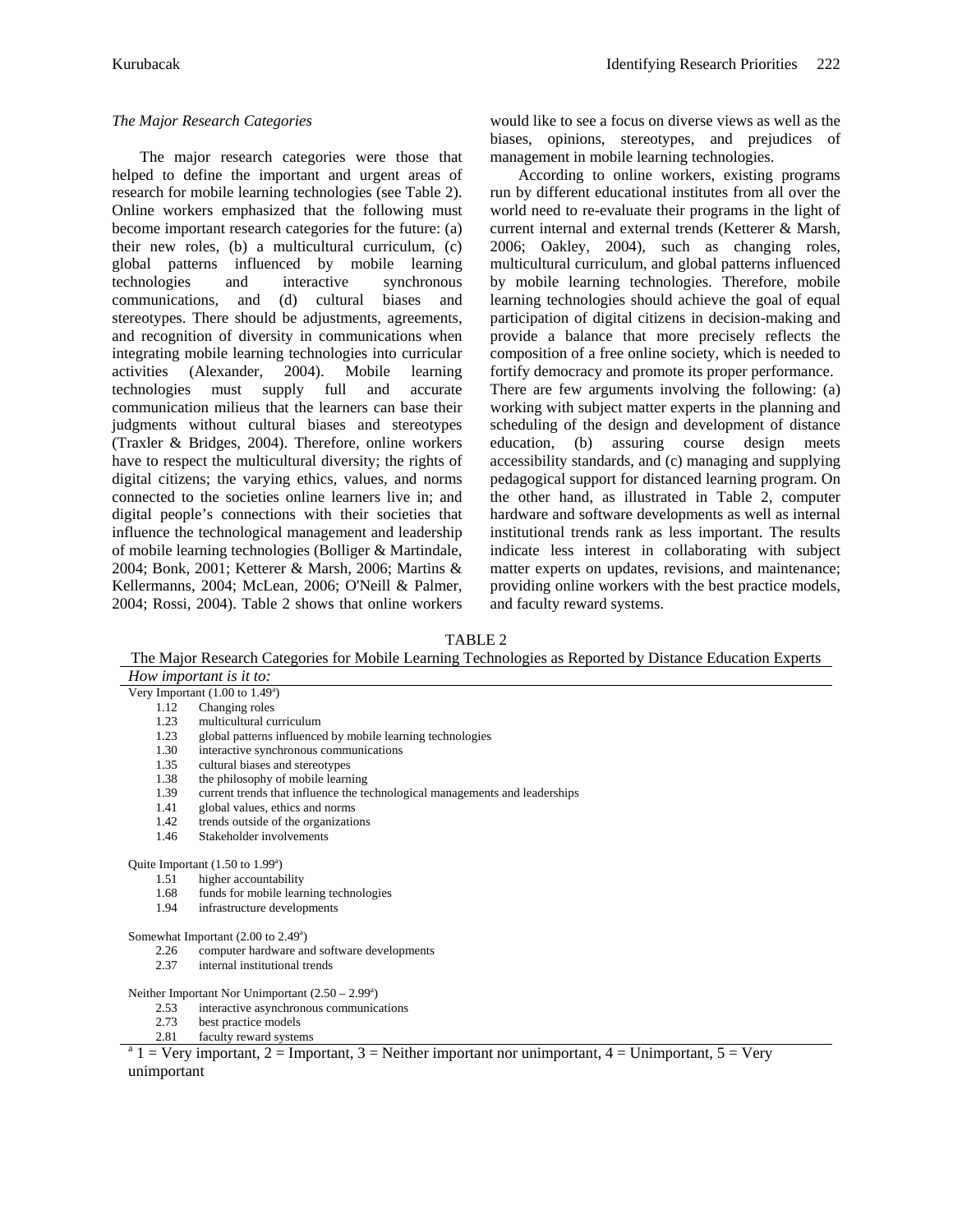### *The Major Research Categories*

The major research categories were those that helped to define the important and urgent areas of research for mobile learning technologies (see Table 2). Online workers emphasized that the following must become important research categories for the future: (a) their new roles, (b) a multicultural curriculum, (c) global patterns influenced by mobile learning technologies and interactive synchronous communications, and (d) cultural biases and stereotypes. There should be adjustments, agreements, and recognition of diversity in communications when integrating mobile learning technologies into curricular activities (Alexander, 2004). Mobile learning technologies must supply full and accurate communication milieus that the learners can base their judgments without cultural biases and stereotypes (Traxler & Bridges, 2004). Therefore, online workers have to respect the multicultural diversity; the rights of digital citizens; the varying ethics, values, and norms connected to the societies online learners live in; and digital people's connections with their societies that influence the technological management and leadership of mobile learning technologies (Bolliger & Martindale, 2004; Bonk, 2001; Ketterer & Marsh, 2006; Martins & Kellermanns, 2004; McLean, 2006; O'Neill & Palmer, 2004; Rossi, 2004). Table 2 shows that online workers would like to see a focus on diverse views as well as the biases, opinions, stereotypes, and prejudices of management in mobile learning technologies.

According to online workers, existing programs run by different educational institutes from all over the world need to re-evaluate their programs in the light of current internal and external trends (Ketterer & Marsh, 2006; Oakley, 2004), such as changing roles, multicultural curriculum, and global patterns influenced by mobile learning technologies. Therefore, mobile learning technologies should achieve the goal of equal participation of digital citizens in decision-making and provide a balance that more precisely reflects the composition of a free online society, which is needed to fortify democracy and promote its proper performance. There are few arguments involving the following: (a) working with subject matter experts in the planning and scheduling of the design and development of distance education, (b) assuring course design meets accessibility standards, and (c) managing and supplying pedagogical support for distanced learning program. On the other hand, as illustrated in Table 2, computer hardware and software developments as well as internal institutional trends rank as less important. The results indicate less interest in collaborating with subject matter experts on updates, revisions, and maintenance; providing online workers with the best practice models, and faculty reward systems.

TABLE 2
The Major Research Categories for Mobile Learning Technologies as Reported by Distance Education Experts

| *How important is it to:* | |
|---|---|
| **Very Important (1.00 to 1.49[a])** | |
| 1.12 | Changing roles |
| 1.23 | multicultural curriculum |
| 1.23 | global patterns influenced by mobile learning technologies |
| 1.30 | interactive synchronous communications |
| 1.35 | cultural biases and stereotypes |
| 1.38 | the philosophy of mobile learning |
| 1.39 | current trends that influence the technological managements and leaderships |
| 1.41 | global values, ethics and norms |
| 1.42 | trends outside of the organizations |
| 1.46 | Stakeholder involvements |
| **Quite Important (1.50 to 1.99[a])** | |
| 1.51 | higher accountability |
| 1.68 | funds for mobile learning technologies |
| 1.94 | infrastructure developments |
| **Somewhat Important (2.00 to 2.49[a])** | |
| 2.26 | computer hardware and software developments |
| 2.37 | internal institutional trends |
| **Neither Important Nor Unimportant (2.50 – 2.99[a])** | |
| 2.53 | interactive asynchronous communications |
| 2.73 | best practice models |
| 2.81 | faculty reward systems |

[a] 1 = Very important, 2 = Important, 3 = Neither important nor unimportant, 4 = Unimportant, 5 = Very unimportant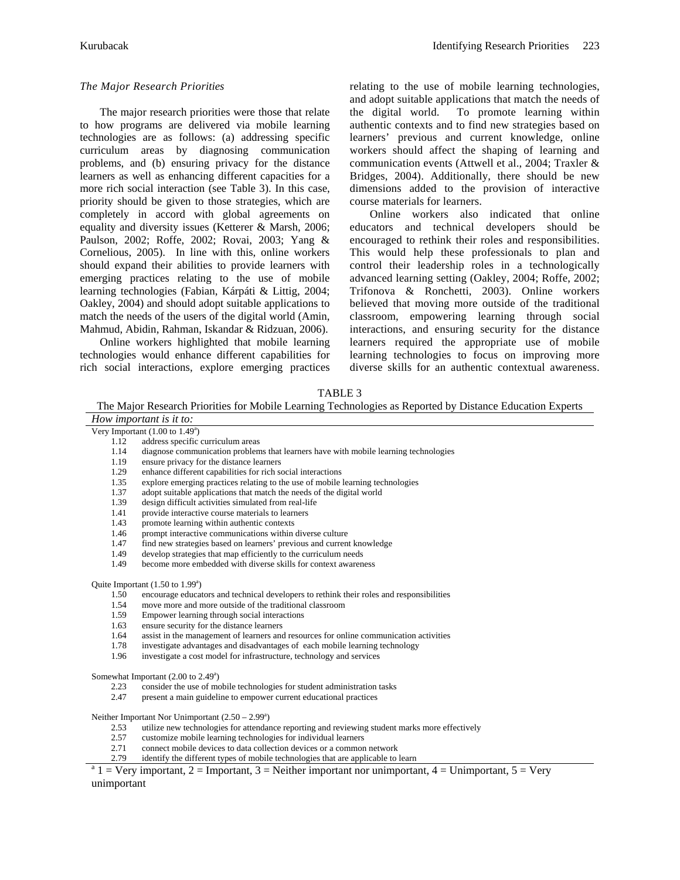### *The Major Research Priorities*

The major research priorities were those that relate to how programs are delivered via mobile learning technologies are as follows: (a) addressing specific curriculum areas by diagnosing communication problems, and (b) ensuring privacy for the distance learners as well as enhancing different capacities for a more rich social interaction (see Table 3). In this case, priority should be given to those strategies, which are completely in accord with global agreements on equality and diversity issues (Ketterer & Marsh, 2006; Paulson, 2002; Roffe, 2002; Rovai, 2003; Yang & Cornelious, 2005). In line with this, online workers should expand their abilities to provide learners with emerging practices relating to the use of mobile learning technologies (Fabian, Kárpáti & Littig, 2004; Oakley, 2004) and should adopt suitable applications to match the needs of the users of the digital world (Amin, Mahmud, Abidin, Rahman, Iskandar & Ridzuan, 2006).

Online workers highlighted that mobile learning technologies would enhance different capabilities for rich social interactions, explore emerging practices relating to the use of mobile learning technologies, and adopt suitable applications that match the needs of the digital world. To promote learning within authentic contexts and to find new strategies based on learners' previous and current knowledge, online workers should affect the shaping of learning and communication events (Attwell et al., 2004; Traxler & Bridges, 2004). Additionally, there should be new dimensions added to the provision of interactive course materials for learners.

Online workers also indicated that online educators and technical developers should be encouraged to rethink their roles and responsibilities. This would help these professionals to plan and control their leadership roles in a technologically advanced learning setting (Oakley, 2004; Roffe, 2002; Trifonova & Ronchetti, 2003). Online workers believed that moving more outside of the traditional classroom, empowering learning through social interactions, and ensuring security for the distance learners required the appropriate use of mobile learning technologies to focus on improving more diverse skills for an authentic contextual awareness.

TABLE 3

The Major Research Priorities for Mobile Learning Technologies as Reported by Distance Education Experts

| *How important is it to:* | |
|---|---|
| Very Important (1.00 to 1.49[a]) | |
| 1.12 | address specific curriculum areas |
| 1.14 | diagnose communication problems that learners have with mobile learning technologies |
| 1.19 | ensure privacy for the distance learners |
| 1.29 | enhance different capabilities for rich social interactions |
| 1.35 | explore emerging practices relating to the use of mobile learning technologies |
| 1.37 | adopt suitable applications that match the needs of the digital world |
| 1.39 | design difficult activities simulated from real-life |
| 1.41 | provide interactive course materials to learners |
| 1.43 | promote learning within authentic contexts |
| 1.46 | prompt interactive communications within diverse culture |
| 1.47 | find new strategies based on learners' previous and current knowledge |
| 1.49 | develop strategies that map efficiently to the curriculum needs |
| 1.49 | become more embedded with diverse skills for context awareness |
| Quite Important (1.50 to 1.99[a]) | |
| 1.50 | encourage educators and technical developers to rethink their roles and responsibilities |
| 1.54 | move more and more outside of the traditional classroom |
| 1.59 | Empower learning through social interactions |
| 1.63 | ensure security for the distance learners |
| 1.64 | assist in the management of learners and resources for online communication activities |
| 1.78 | investigate advantages and disadvantages of each mobile learning technology |
| 1.96 | investigate a cost model for infrastructure, technology and services |
| Somewhat Important (2.00 to 2.49[a]) | |
| 2.23 | consider the use of mobile technologies for student administration tasks |
| 2.47 | present a main guideline to empower current educational practices |
| Neither Important Nor Unimportant (2.50 – 2.99[a]) | |
| 2.53 | utilize new technologies for attendance reporting and reviewing student marks more effectively |
| 2.57 | customize mobile learning technologies for individual learners |
| 2.71 | connect mobile devices to data collection devices or a common network |
| 2.79 | identify the different types of mobile technologies that are applicable to learn |

[a] 1 = Very important, 2 = Important, 3 = Neither important nor unimportant, 4 = Unimportant, 5 = Very unimportant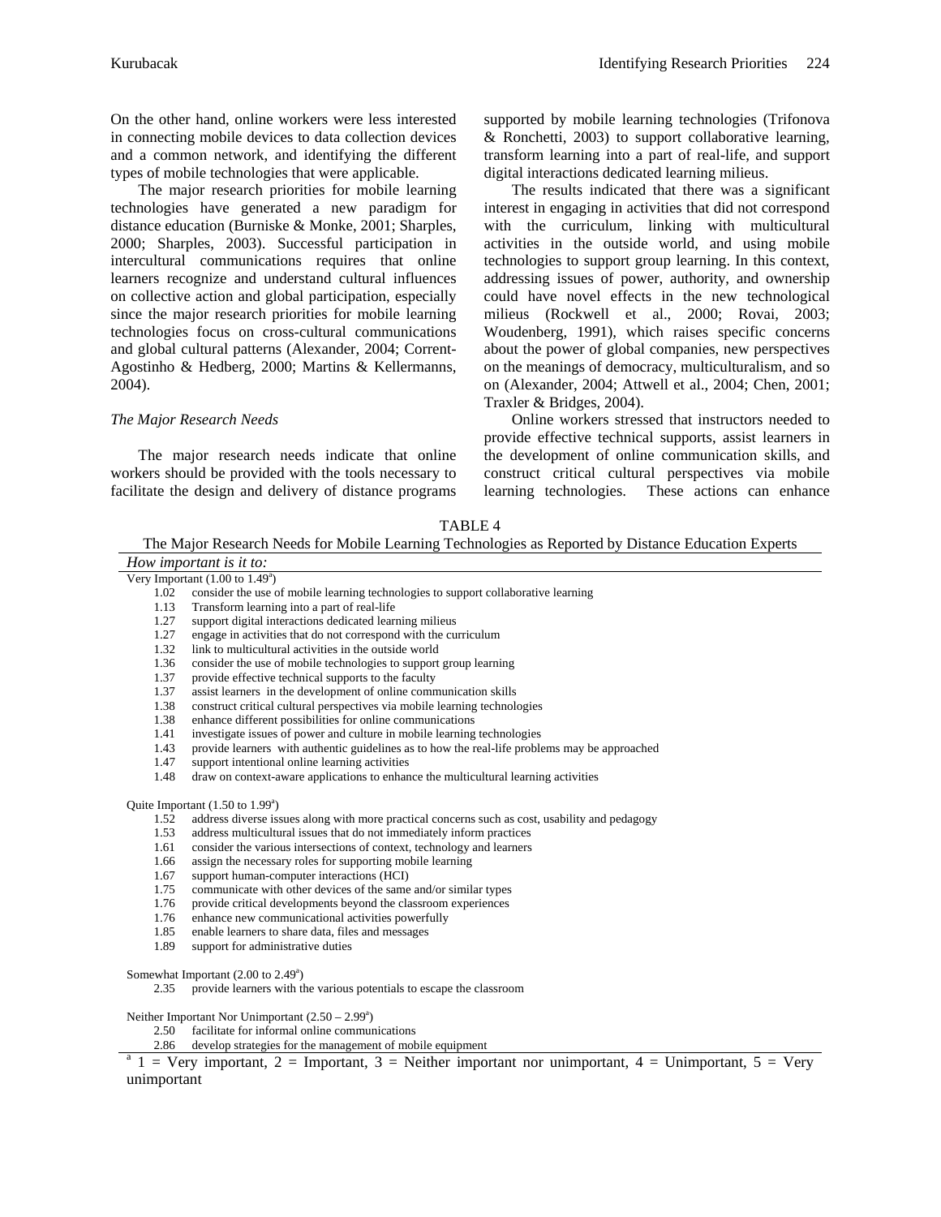On the other hand, online workers were less interested in connecting mobile devices to data collection devices and a common network, and identifying the different types of mobile technologies that were applicable.

The major research priorities for mobile learning technologies have generated a new paradigm for distance education (Burniske & Monke, 2001; Sharples, 2000; Sharples, 2003). Successful participation in intercultural communications requires that online learners recognize and understand cultural influences on collective action and global participation, especially since the major research priorities for mobile learning technologies focus on cross-cultural communications and global cultural patterns (Alexander, 2004; Corrent-Agostinho & Hedberg, 2000; Martins & Kellermanns, 2004).

*The Major Research Needs*

The major research needs indicate that online workers should be provided with the tools necessary to facilitate the design and delivery of distance programs supported by mobile learning technologies (Trifonova & Ronchetti, 2003) to support collaborative learning, transform learning into a part of real-life, and support digital interactions dedicated learning milieus.

The results indicated that there was a significant interest in engaging in activities that did not correspond with the curriculum, linking with multicultural activities in the outside world, and using mobile technologies to support group learning. In this context, addressing issues of power, authority, and ownership could have novel effects in the new technological milieus (Rockwell et al., 2000; Rovai, 2003; Woudenberg, 1991), which raises specific concerns about the power of global companies, new perspectives on the meanings of democracy, multiculturalism, and so on (Alexander, 2004; Attwell et al., 2004; Chen, 2001; Traxler & Bridges, 2004).

Online workers stressed that instructors needed to provide effective technical supports, assist learners in the development of online communication skills, and construct critical cultural perspectives via mobile learning technologies. These actions can enhance

TABLE 4
The Major Research Needs for Mobile Learning Technologies as Reported by Distance Education Experts

| *How important is it to:* | |
|---|---|
| Very Important (1.00 to 1.49[a]) | |
| 1.02 | consider the use of mobile learning technologies to support collaborative learning |
| 1.13 | Transform learning into a part of real-life |
| 1.27 | support digital interactions dedicated learning milieus |
| 1.27 | engage in activities that do not correspond with the curriculum |
| 1.32 | link to multicultural activities in the outside world |
| 1.36 | consider the use of mobile technologies to support group learning |
| 1.37 | provide effective technical supports to the faculty |
| 1.37 | assist learners in the development of online communication skills |
| 1.38 | construct critical cultural perspectives via mobile learning technologies |
| 1.38 | enhance different possibilities for online communications |
| 1.41 | investigate issues of power and culture in mobile learning technologies |
| 1.43 | provide learners with authentic guidelines as to how the real-life problems may be approached |
| 1.47 | support intentional online learning activities |
| 1.48 | draw on context-aware applications to enhance the multicultural learning activities |
| Quite Important (1.50 to 1.99[a]) | |
| 1.52 | address diverse issues along with more practical concerns such as cost, usability and pedagogy |
| 1.53 | address multicultural issues that do not immediately inform practices |
| 1.61 | consider the various intersections of context, technology and learners |
| 1.66 | assign the necessary roles for supporting mobile learning |
| 1.67 | support human-computer interactions (HCI) |
| 1.75 | communicate with other devices of the same and/or similar types |
| 1.76 | provide critical developments beyond the classroom experiences |
| 1.76 | enhance new communicational activities powerfully |
| 1.85 | enable learners to share data, files and messages |
| 1.89 | support for administrative duties |
| Somewhat Important (2.00 to 2.49[a]) | |
| 2.35 | provide learners with the various potentials to escape the classroom |
| Neither Important Nor Unimportant (2.50 – 2.99[a]) | |
| 2.50 | facilitate for informal online communications |
| 2.86 | develop strategies for the management of mobile equipment |

[a] 1 = Very important, 2 = Important, 3 = Neither important nor unimportant, 4 = Unimportant, 5 = Very unimportant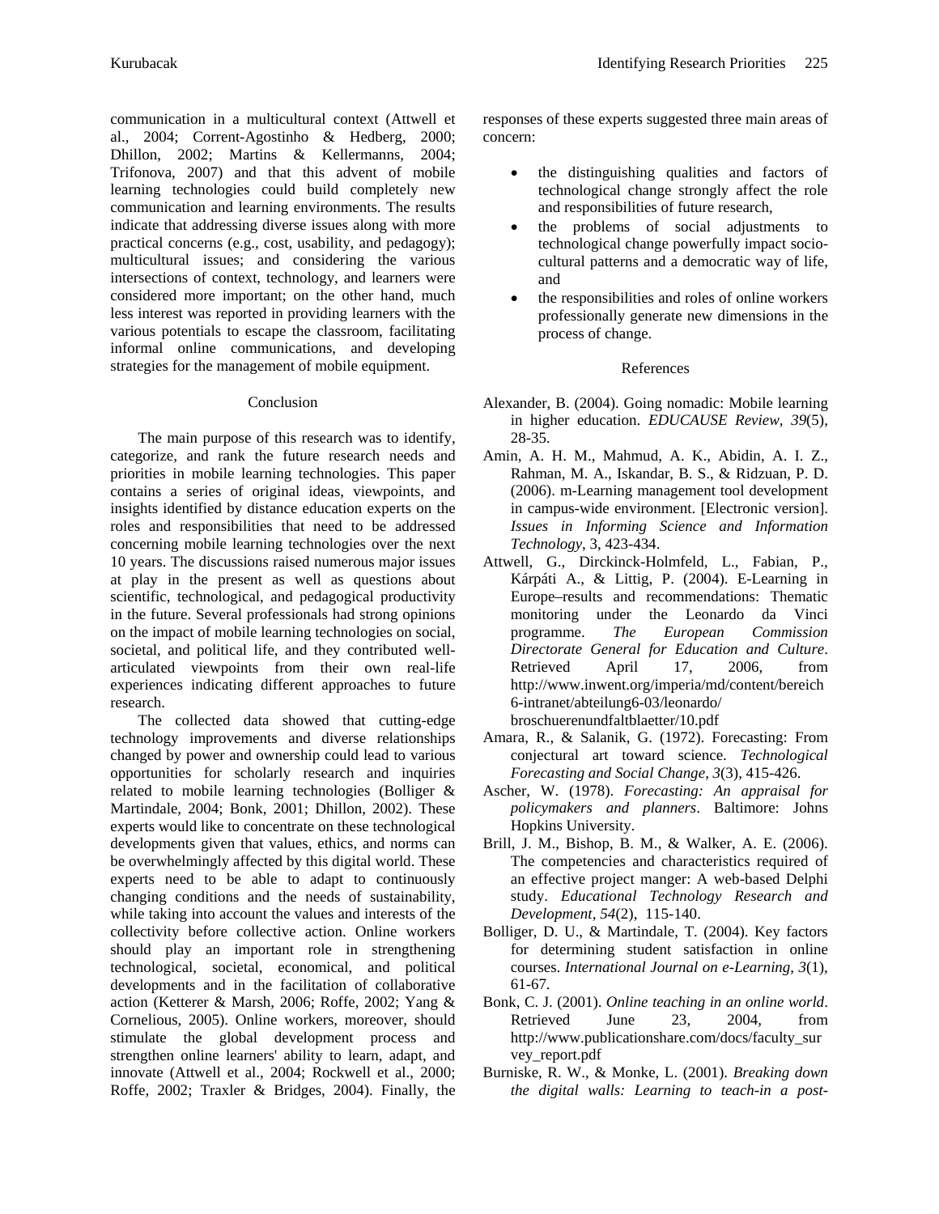communication in a multicultural context (Attwell et al., 2004; Corrent-Agostinho & Hedberg, 2000; Dhillon, 2002; Martins & Kellermanns, 2004; Trifonova, 2007) and that this advent of mobile learning technologies could build completely new communication and learning environments. The results indicate that addressing diverse issues along with more practical concerns (e.g., cost, usability, and pedagogy); multicultural issues; and considering the various intersections of context, technology, and learners were considered more important; on the other hand, much less interest was reported in providing learners with the various potentials to escape the classroom, facilitating informal online communications, and developing strategies for the management of mobile equipment.

## Conclusion

The main purpose of this research was to identify, categorize, and rank the future research needs and priorities in mobile learning technologies. This paper contains a series of original ideas, viewpoints, and insights identified by distance education experts on the roles and responsibilities that need to be addressed concerning mobile learning technologies over the next 10 years. The discussions raised numerous major issues at play in the present as well as questions about scientific, technological, and pedagogical productivity in the future. Several professionals had strong opinions on the impact of mobile learning technologies on social, societal, and political life, and they contributed well-articulated viewpoints from their own real-life experiences indicating different approaches to future research.

The collected data showed that cutting-edge technology improvements and diverse relationships changed by power and ownership could lead to various opportunities for scholarly research and inquiries related to mobile learning technologies (Bolliger & Martindale, 2004; Bonk, 2001; Dhillon, 2002). These experts would like to concentrate on these technological developments given that values, ethics, and norms can be overwhelmingly affected by this digital world. These experts need to be able to adapt to continuously changing conditions and the needs of sustainability, while taking into account the values and interests of the collectivity before collective action. Online workers should play an important role in strengthening technological, societal, economical, and political developments and in the facilitation of collaborative action (Ketterer & Marsh, 2006; Roffe, 2002; Yang & Cornelious, 2005). Online workers, moreover, should stimulate the global development process and strengthen online learners' ability to learn, adapt, and innovate (Attwell et al., 2004; Rockwell et al., 2000; Roffe, 2002; Traxler & Bridges, 2004). Finally, the responses of these experts suggested three main areas of concern:

- the distinguishing qualities and factors of technological change strongly affect the role and responsibilities of future research,
- the problems of social adjustments to technological change powerfully impact socio-cultural patterns and a democratic way of life, and
- the responsibilities and roles of online workers professionally generate new dimensions in the process of change.

## References

Alexander, B. (2004). Going nomadic: Mobile learning in higher education. *EDUCAUSE Review, 39*(5), 28-35.

Amin, A. H. M., Mahmud, A. K., Abidin, A. I. Z., Rahman, M. A., Iskandar, B. S., & Ridzuan, P. D. (2006). m-Learning management tool development in campus-wide environment. [Electronic version]. *Issues in Informing Science and Information Technology*, 3, 423-434.

Attwell, G., Dirckinck-Holmfeld, L., Fabian, P., Kárpáti A., & Littig, P. (2004). E-Learning in Europe–results and recommendations: Thematic monitoring under the Leonardo da Vinci programme. *The European Commission Directorate General for Education and Culture*. Retrieved April 17, 2006, from http://www.inwent.org/imperia/md/content/bereich6-intranet/abteilung6-03/leonardo/broschuerenundfaltblaetter/10.pdf

Amara, R., & Salanik, G. (1972). Forecasting: From conjectural art toward science. *Technological Forecasting and Social Change*, *3*(3), 415-426.

Ascher, W. (1978). *Forecasting: An appraisal for policymakers and planners*. Baltimore: Johns Hopkins University.

Brill, J. M., Bishop, B. M., & Walker, A. E. (2006). The competencies and characteristics required of an effective project manger: A web-based Delphi study. *Educational Technology Research and Development, 54*(2), 115-140.

Bolliger, D. U., & Martindale, T. (2004). Key factors for determining student satisfaction in online courses. *International Journal on e-Learning*, *3*(1), 61-67.

Bonk, C. J. (2001). *Online teaching in an online world*. Retrieved June 23, 2004, from http://www.publicationshare.com/docs/faculty_survey_report.pdf

Burniske, R. W., & Monke, L. (2001). *Breaking down the digital walls: Learning to teach-in a post-*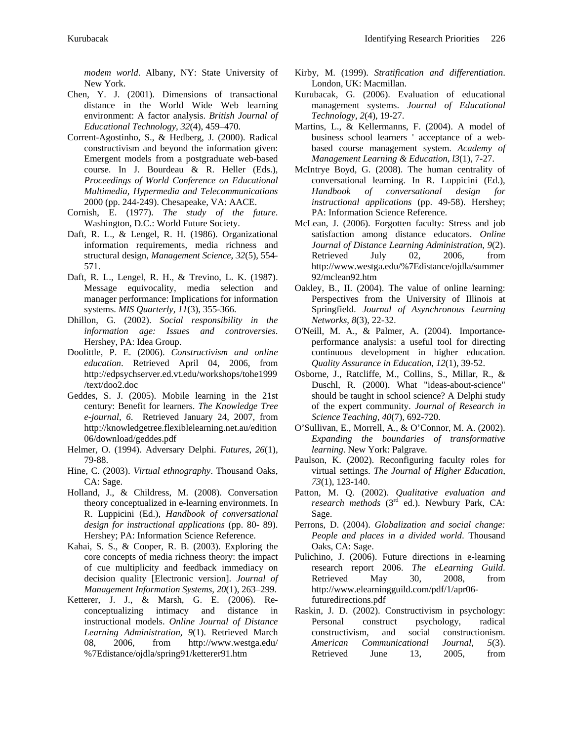*modem world*. Albany, NY: State University of New York.

Chen, Y. J. (2001). Dimensions of transactional distance in the World Wide Web learning environment: A factor analysis. *British Journal of Educational Technology*, *32*(4), 459–470.

Corrent-Agostinho, S., & Hedberg, J. (2000). Radical constructivism and beyond the information given: Emergent models from a postgraduate web-based course. In J. Bourdeau & R. Heller (Eds.), *Proceedings of World Conference on Educational Multimedia, Hypermedia and Telecommunications* 2000 (pp. 244-249). Chesapeake, VA: AACE.

Cornish, E. (1977). *The study of the future*. Washington, D.C.: World Future Society.

Daft, R. L., & Lengel, R. H. (1986). Organizational information requirements, media richness and structural design, *Management Science, 32*(5), 554-571.

Daft, R. L., Lengel, R. H., & Trevino, L. K. (1987). Message equivocality, media selection and manager performance: Implications for information systems. *MIS Quarterly, 11*(3), 355-366.

Dhillon, G. (2002). *Social responsibility in the information age: Issues and controversies*. Hershey, PA: Idea Group.

Doolittle, P. E. (2006). *Constructivism and online education*. Retrieved April 04, 2006, from http://edpsychserver.ed.vt.edu/workshops/tohe1999/text/doo2.doc

Geddes, S. J. (2005). Mobile learning in the 21st century: Benefit for learners. *The Knowledge Tree e-journal, 6*. Retrieved January 24, 2007, from http://knowledgetree.flexiblelearning.net.au/edition06/download/geddes.pdf

Helmer, O. (1994). Adversary Delphi. *Futures, 26*(1), 79-88.

Hine, C. (2003). *Virtual ethnography*. Thousand Oaks, CA: Sage.

Holland, J., & Childress, M. (2008). Conversation theory conceptualized in e-learning environmets. In R. Luppicini (Ed.), *Handbook of conversational design for instructional applications* (pp. 80- 89). Hershey; PA: Information Science Reference.

Kahai, S. S., & Cooper, R. B. (2003). Exploring the core concepts of media richness theory: the impact of cue multiplicity and feedback immediacy on decision quality [Electronic version]. *Journal of Management Information Systems*, *20*(1), 263–299.

Ketterer, J. J., & Marsh, G. E. (2006). Re-conceptualizing intimacy and distance in instructional models. *Online Journal of Distance Learning Administration*, *9*(1). Retrieved March 08, 2006, from http://www.westga.edu/%7Edistance/ojdla/spring91/ketterer91.htm

Kirby, M. (1999). *Stratification and differentiation*. London, UK: Macmillan.

Kurubacak, G. (2006). Evaluation of educational management systems. *Journal of Educational Technology*, *2*(4), 19-27.

Martins, L., & Kellermanns, F. (2004). A model of business school learners ' acceptance of a web-based course management system. *Academy of Management Learning & Education*, *l3*(1), 7-27.

McIntrye Boyd, G. (2008). The human centrality of conversational learning. In R. Luppicini (Ed.), *Handbook of conversational design for instructional applications* (pp. 49-58). Hershey; PA: Information Science Reference.

McLean, J. (2006). Forgotten faculty: Stress and job satisfaction among distance educators. *Online Journal of Distance Learning Administration, 9*(2). Retrieved July 02, 2006, from http://www.westga.edu/%7Edistance/ojdla/summer92/mclean92.htm

Oakley, B., II. (2004). The value of online learning: Perspectives from the University of Illinois at Springfield. *Journal of Asynchronous Learning Networks*, *8*(3), 22-32.

O'Neill, M. A., & Palmer, A. (2004). Importance-performance analysis: a useful tool for directing continuous development in higher education. *Quality Assurance in Education*, *12*(1), 39-52.

Osborne, J., Ratcliffe, M., Collins, S., Millar, R., & Duschl, R. (2000). What "ideas-about-science" should be taught in school science? A Delphi study of the expert community. *Journal of Research in Science Teaching*, *40*(7), 692-720.

O’Sullivan, E., Morrell, A., & O’Connor, M. A. (2002). *Expanding the boundaries of transformative learning*. New York: Palgrave.

Paulson, K. (2002). Reconfiguring faculty roles for virtual settings. *The Journal of Higher Education*, *73*(1), 123-140.

Patton, M. Q. (2002). *Qualitative evaluation and research methods* (3rd ed.). Newbury Park, CA: Sage.

Perrons, D. (2004). *Globalization and social change: People and places in a divided world*. Thousand Oaks, CA: Sage.

Pulichino, J. (2006). Future directions in e-learning research report 2006. *The eLearning Guild*. Retrieved May 30, 2008, from http://www.elearningguild.com/pdf/1/apr06-futuredirections.pdf

Raskin, J. D. (2002). Constructivism in psychology: Personal construct psychology, radical constructivism, and social constructionism. *American Communicational Journal*, *5*(3). Retrieved June 13, 2005, from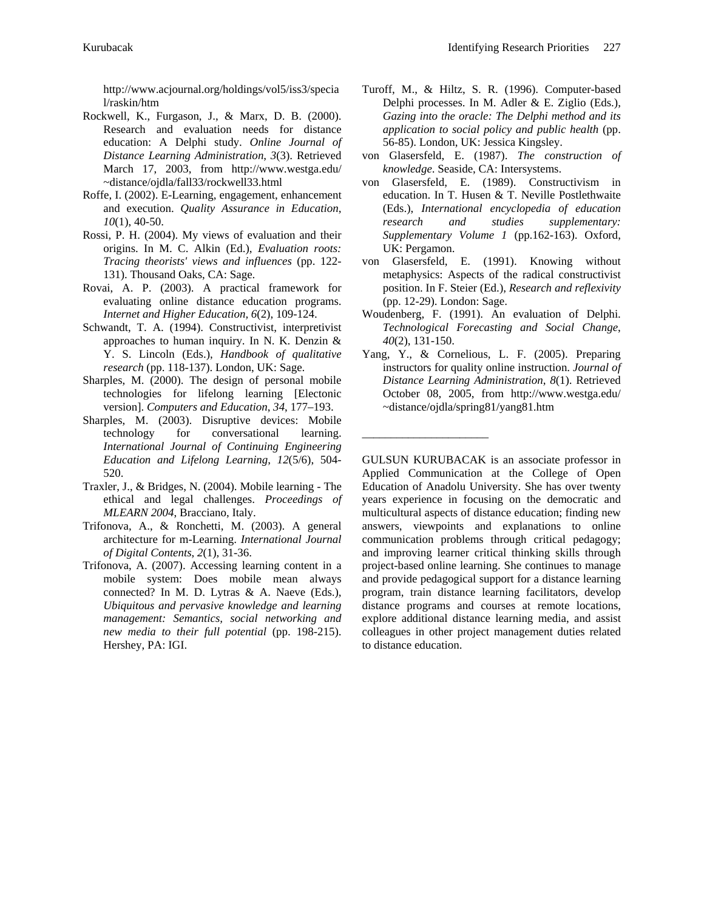http://www.acjournal.org/holdings/vol5/iss3/special/raskin/htm

Rockwell, K., Furgason, J., & Marx, D. B. (2000). Research and evaluation needs for distance education: A Delphi study. *Online Journal of Distance Learning Administration*, *3*(3). Retrieved March 17, 2003, from http://www.westga.edu/~distance/ojdla/fall33/rockwell33.html

Roffe, I. (2002). E-Learning, engagement, enhancement and execution. *Quality Assurance in Education*, *10*(1), 40-50.

Rossi, P. H. (2004). My views of evaluation and their origins. In M. C. Alkin (Ed.), *Evaluation roots: Tracing theorists' views and influences* (pp. 122-131). Thousand Oaks, CA: Sage.

Rovai, A. P. (2003). A practical framework for evaluating online distance education programs. *Internet and Higher Education, 6*(2), 109-124.

Schwandt, T. A. (1994). Constructivist, interpretivist approaches to human inquiry. In N. K. Denzin & Y. S. Lincoln (Eds.), *Handbook of qualitative research* (pp. 118-137). London, UK: Sage.

Sharples, M. (2000). The design of personal mobile technologies for lifelong learning [Electonic version]. *Computers and Education*, *34*, 177–193.

Sharples, M. (2003). Disruptive devices: Mobile technology for conversational learning. *International Journal of Continuing Engineering Education and Lifelong Learning*, *12*(5/6), 504-520.

Traxler, J., & Bridges, N. (2004). Mobile learning - The ethical and legal challenges. *Proceedings of MLEARN 2004*, Bracciano, Italy.

Trifonova, A., & Ronchetti, M. (2003). A general architecture for m-Learning. *International Journal of Digital Contents*, *2*(1), 31-36.

Trifonova, A. (2007). Accessing learning content in a mobile system: Does mobile mean always connected? In M. D. Lytras & A. Naeve (Eds.), *Ubiquitous and pervasive knowledge and learning management: Semantics, social networking and new media to their full potential* (pp. 198-215). Hershey, PA: IGI.

Turoff, M., & Hiltz, S. R. (1996). Computer-based Delphi processes. In M. Adler & E. Ziglio (Eds.), *Gazing into the oracle: The Delphi method and its application to social policy and public health* (pp. 56-85). London, UK: Jessica Kingsley.

von Glasersfeld, E. (1987). *The construction of knowledge*. Seaside, CA: Intersystems.

von Glasersfeld, E. (1989). Constructivism in education. In T. Husen & T. Neville Postlethwaite (Eds.), *International encyclopedia of education research and studies supplementary: Supplementary Volume 1* (pp.162-163). Oxford, UK: Pergamon.

von Glasersfeld, E. (1991). Knowing without metaphysics: Aspects of the radical constructivist position. In F. Steier (Ed.), *Research and reflexivity* (pp. 12-29). London: Sage.

Woudenberg, F. (1991). An evaluation of Delphi. *Technological Forecasting and Social Change*, *40*(2), 131-150.

Yang, Y., & Cornelious, L. F. (2005). Preparing instructors for quality online instruction. *Journal of Distance Learning Administration, 8*(1). Retrieved October 08, 2005, from http://www.westga.edu/~distance/ojdla/spring81/yang81.htm

---

GULSUN KURUBACAK is an associate professor in Applied Communication at the College of Open Education of Anadolu University. She has over twenty years experience in focusing on the democratic and multicultural aspects of distance education; finding new answers, viewpoints and explanations to online communication problems through critical pedagogy; and improving learner critical thinking skills through project-based online learning. She continues to manage and provide pedagogical support for a distance learning program, train distance learning facilitators, develop distance programs and courses at remote locations, explore additional distance learning media, and assist colleagues in other project management duties related to distance education.